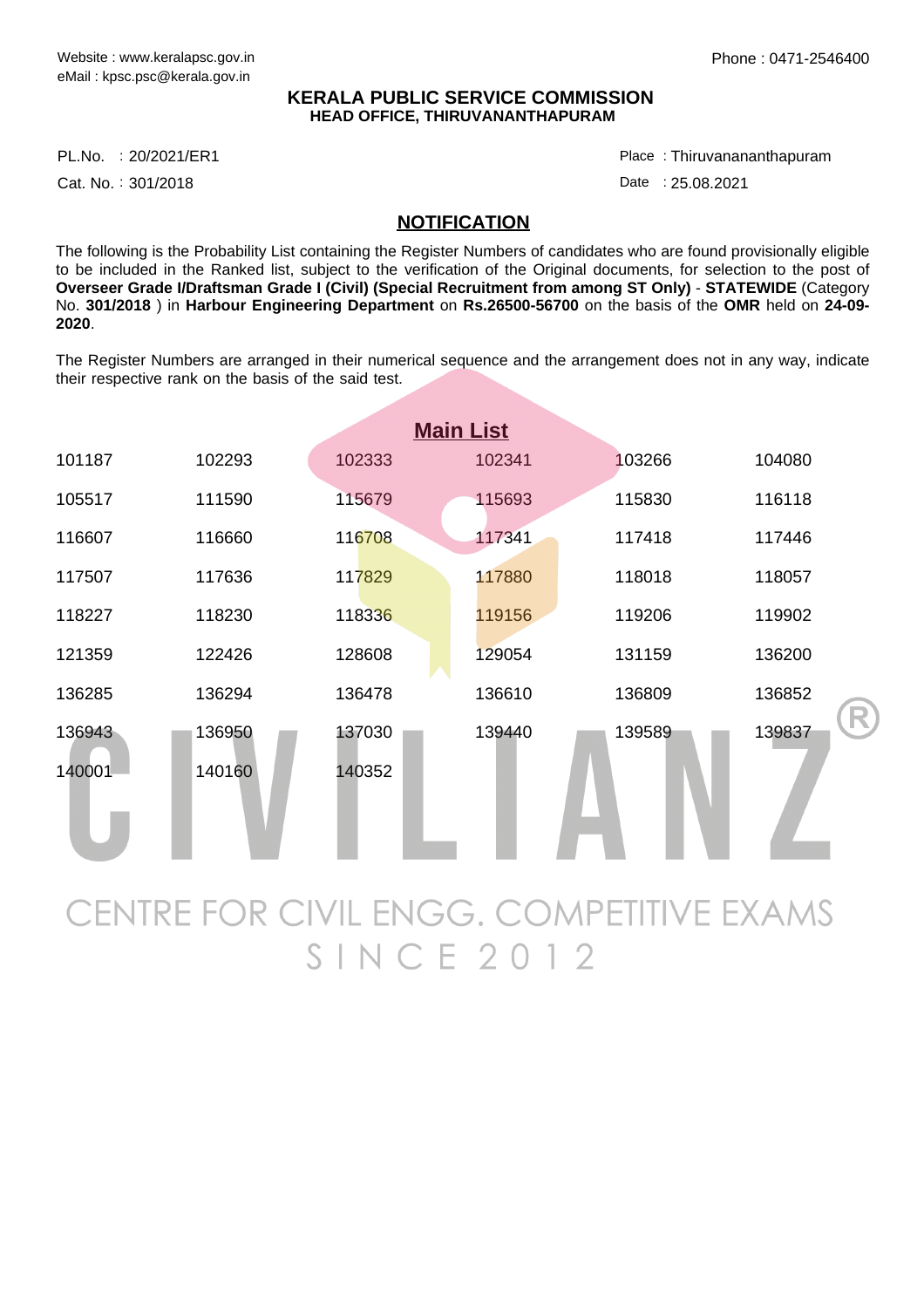Website : www.keralapsc.gov.in
eMail : kpsc.psc@kerala.gov.in

Phone : 0471-2546400

**KERALA PUBLIC SERVICE COMMISSION**
**HEAD OFFICE, THIRUVANANTHAPURAM**

PL.No. : 20/2021/ER1

Cat. No. : 301/2018

Place : Thiruvananthapuram

Date : 25.08.2021

## NOTIFICATION

The following is the Probability List containing the Register Numbers of candidates who are found provisionally eligible to be included in the Ranked list, subject to the verification of the Original documents, for selection to the post of **Overseer Grade I/Draftsman Grade I (Civil) (Special Recruitment from among ST Only)** - **STATEWIDE** (Category No. **301/2018** ) in **Harbour Engineering Department** on **Rs.26500-56700** on the basis of the **OMR** held on **24-09-2020**.

The Register Numbers are arranged in their numerical sequence and the arrangement does not in any way, indicate their respective rank on the basis of the said test.

### Main List

| | | | | | |
|---|---|---|---|---|---|
| 101187 | 102293 | 102333 | 102341 | 103266 | 104080 |
| 105517 | 111590 | 115679 | 115693 | 115830 | 116118 |
| 116607 | 116660 | 116708 | 117341 | 117418 | 117446 |
| 117507 | 117636 | 117829 | 117880 | 118018 | 118057 |
| 118227 | 118230 | 118336 | 119156 | 119206 | 119902 |
| 121359 | 122426 | 128608 | 129054 | 131159 | 136200 |
| 136285 | 136294 | 136478 | 136610 | 136809 | 136852 |
| 136943 | 136950 | 137030 | 139440 | 139589 | 139837 |
| 140001 | 140160 | 140352 | | | |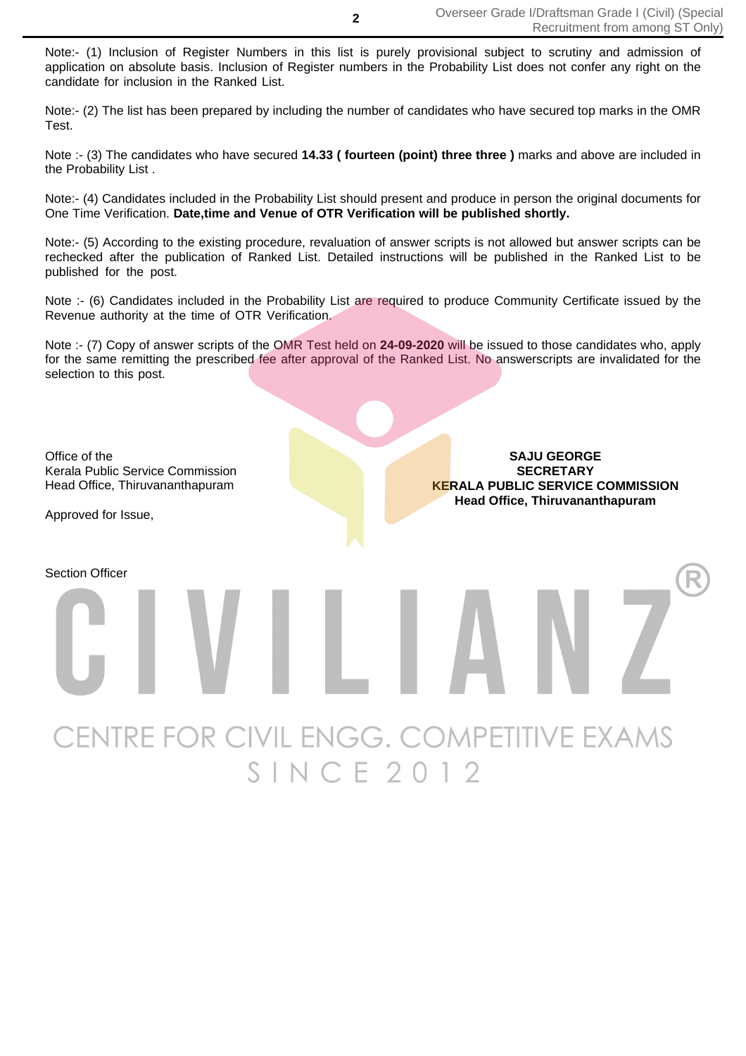Note:- (1) Inclusion of Register Numbers in this list is purely provisional subject to scrutiny and admission of application on absolute basis. Inclusion of Register numbers in the Probability List does not confer any right on the candidate for inclusion in the Ranked List.

Note:- (2) The list has been prepared by including the number of candidates who have secured top marks in the OMR Test.

Note :- (3) The candidates who have secured **14.33 ( fourteen (point) three three )** marks and above are included in the Probability List .

Note:- (4) Candidates included in the Probability List should present and produce in person the original documents for One Time Verification. **Date,time and Venue of OTR Verification will be published shortly.**

Note:- (5) According to the existing procedure, revaluation of answer scripts is not allowed but answer scripts can be rechecked after the publication of Ranked List. Detailed instructions will be published in the Ranked List to be published for the post.

Note :- (6) Candidates included in the Probability List are required to produce Community Certificate issued by the Revenue authority at the time of OTR Verification.

Note :- (7) Copy of answer scripts of the OMR Test held on **24-09-2020** will be issued to those candidates who, apply for the same remitting the prescribed fee after approval of the Ranked List. No answerscripts are invalidated for the selection to this post.

Office of the
Kerala Public Service Commission
Head Office, Thiruvananthapuram

**SAJU GEORGE**
**SECRETARY**
**KERALA PUBLIC SERVICE COMMISSION**
**Head Office, Thiruvananthapuram**

Approved for Issue,

Section Officer